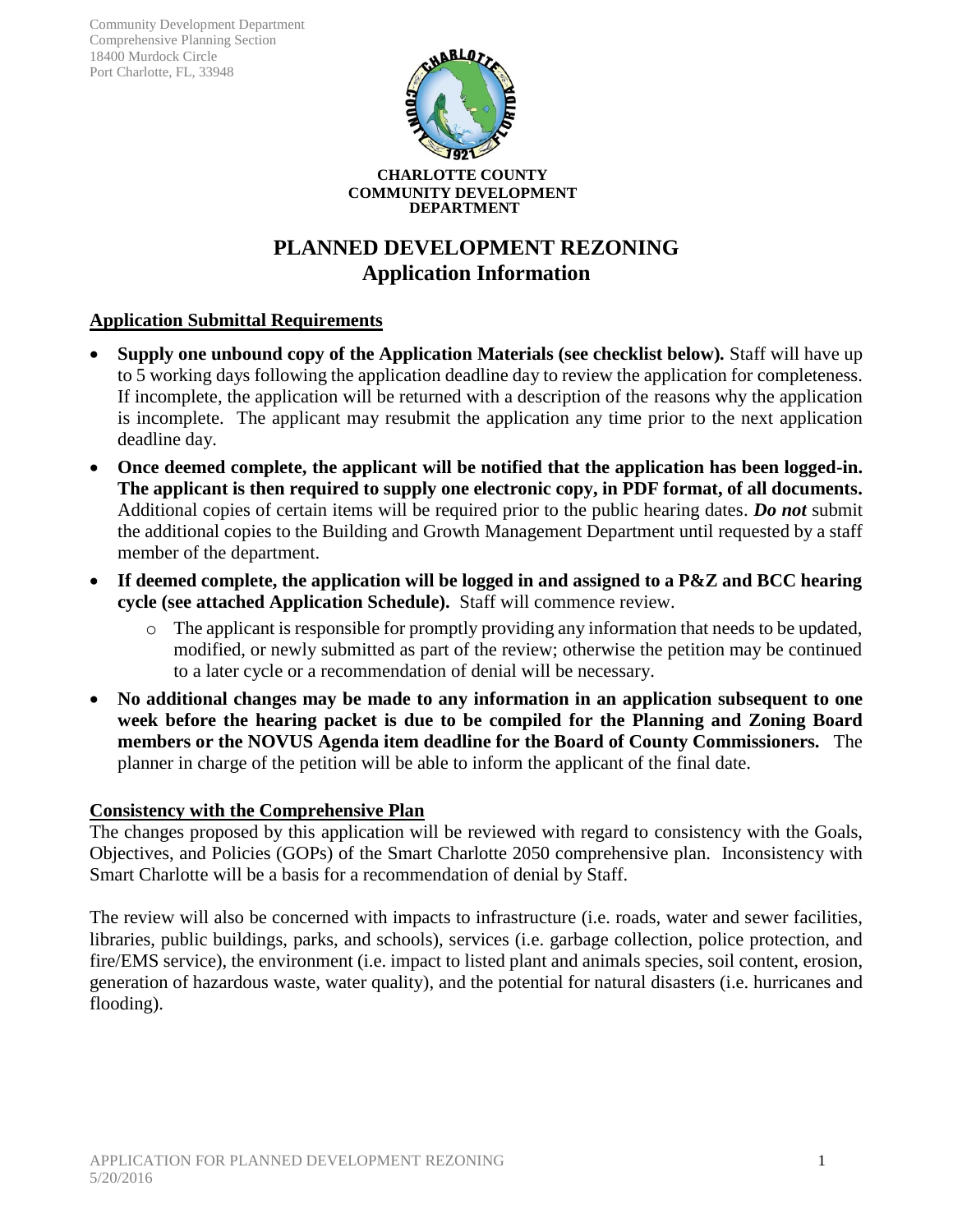Community Development Department
Comprehensive Planning Section
18400 Murdock Circle
Port Charlotte, FL, 33948

**CHARLOTTE COUNTY**
**COMMUNITY DEVELOPMENT**
**DEPARTMENT**

# PLANNED DEVELOPMENT REZONING
## Application Information

### Application Submittal Requirements

- **Supply one unbound copy of the Application Materials (see checklist below).** Staff will have up to 5 working days following the application deadline day to review the application for completeness. If incomplete, the application will be returned with a description of the reasons why the application is incomplete. The applicant may resubmit the application any time prior to the next application deadline day.
- **Once deemed complete, the applicant will be notified that the application has been logged-in. The applicant is then required to supply one electronic copy, in PDF format, of all documents.** Additional copies of certain items will be required prior to the public hearing dates. ***Do not*** submit the additional copies to the Building and Growth Management Department until requested by a staff member of the department.
- **If deemed complete, the application will be logged in and assigned to a P&Z and BCC hearing cycle (see attached Application Schedule).** Staff will commence review.
    - The applicant is responsible for promptly providing any information that needs to be updated, modified, or newly submitted as part of the review; otherwise the petition may be continued to a later cycle or a recommendation of denial will be necessary.
- **No additional changes may be made to any information in an application subsequent to one week before the hearing packet is due to be compiled for the Planning and Zoning Board members or the NOVUS Agenda item deadline for the Board of County Commissioners.** The planner in charge of the petition will be able to inform the applicant of the final date.

### Consistency with the Comprehensive Plan

The changes proposed by this application will be reviewed with regard to consistency with the Goals, Objectives, and Policies (GOPs) of the Smart Charlotte 2050 comprehensive plan. Inconsistency with Smart Charlotte will be a basis for a recommendation of denial by Staff.

The review will also be concerned with impacts to infrastructure (i.e. roads, water and sewer facilities, libraries, public buildings, parks, and schools), services (i.e. garbage collection, police protection, and fire/EMS service), the environment (i.e. impact to listed plant and animals species, soil content, erosion, generation of hazardous waste, water quality), and the potential for natural disasters (i.e. hurricanes and flooding).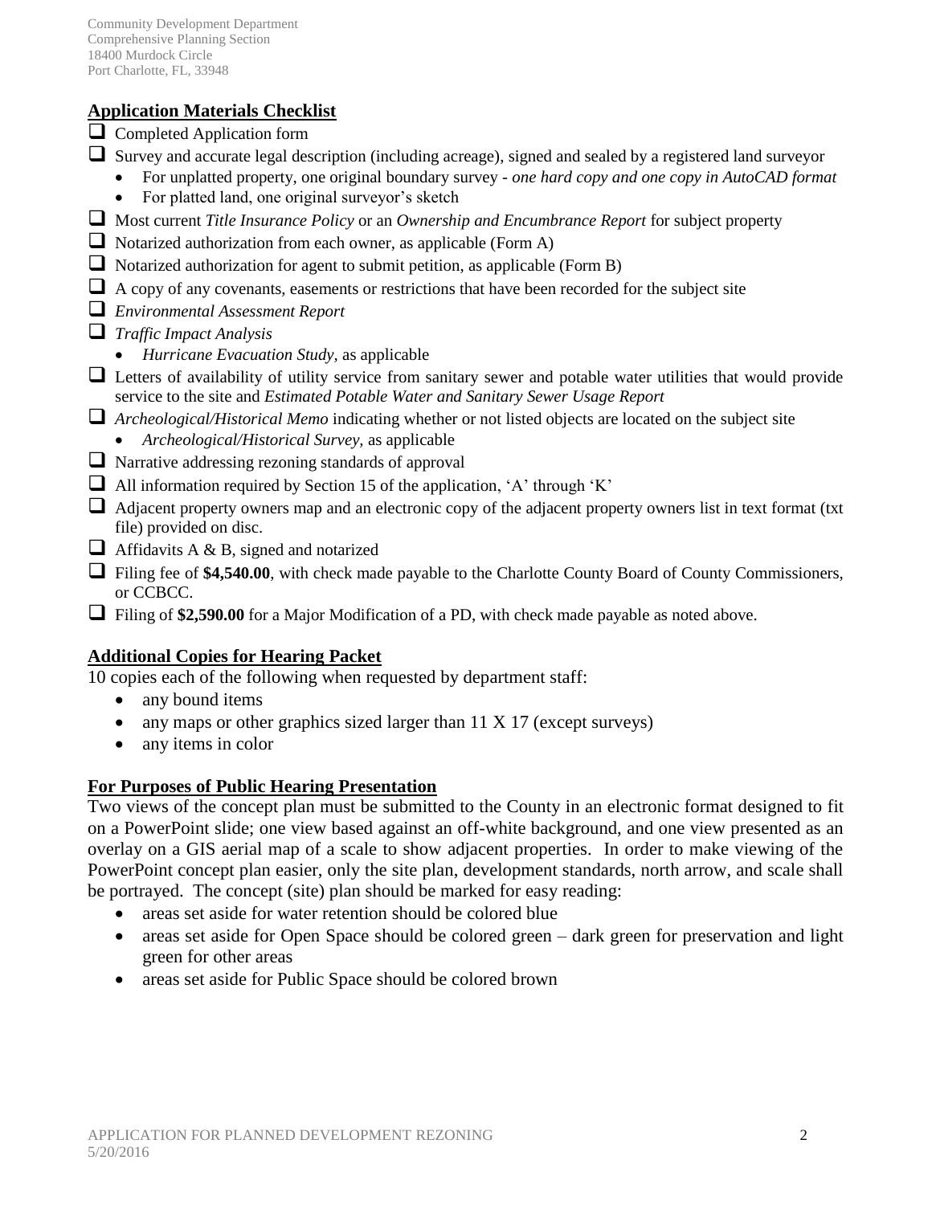Community Development Department
Comprehensive Planning Section
18400 Murdock Circle
Port Charlotte, FL, 33948

## Application Materials Checklist

- [ ] Completed Application form
- [ ] Survey and accurate legal description (including acreage), signed and sealed by a registered land surveyor
  - For unplatted property, one original boundary survey - *one hard copy and one copy in AutoCAD format*
  - For platted land, one original surveyor's sketch
- [ ] Most current *Title Insurance Policy* or an *Ownership and Encumbrance Report* for subject property
- [ ] Notarized authorization from each owner, as applicable (Form A)
- [ ] Notarized authorization for agent to submit petition, as applicable (Form B)
- [ ] A copy of any covenants, easements or restrictions that have been recorded for the subject site
- [ ] *Environmental Assessment Report*
- [ ] *Traffic Impact Analysis*
  - *Hurricane Evacuation Study*, as applicable
- [ ] Letters of availability of utility service from sanitary sewer and potable water utilities that would provide service to the site and *Estimated Potable Water and Sanitary Sewer Usage Report*
- [ ] *Archeological/Historical Memo* indicating whether or not listed objects are located on the subject site
  - *Archeological/Historical Survey,* as applicable
- [ ] Narrative addressing rezoning standards of approval
- [ ] All information required by Section 15 of the application, 'A' through 'K'
- [ ] Adjacent property owners map and an electronic copy of the adjacent property owners list in text format (txt file) provided on disc.
- [ ] Affidavits A & B, signed and notarized
- [ ] Filing fee of **$4,540.00**, with check made payable to the Charlotte County Board of County Commissioners, or CCBCC.
- [ ] Filing of **$2,590.00** for a Major Modification of a PD, with check made payable as noted above.

## Additional Copies for Hearing Packet

10 copies each of the following when requested by department staff:

- any bound items
- any maps or other graphics sized larger than 11 X 17 (except surveys)
- any items in color

## For Purposes of Public Hearing Presentation

Two views of the concept plan must be submitted to the County in an electronic format designed to fit on a PowerPoint slide; one view based against an off-white background, and one view presented as an overlay on a GIS aerial map of a scale to show adjacent properties. In order to make viewing of the PowerPoint concept plan easier, only the site plan, development standards, north arrow, and scale shall be portrayed. The concept (site) plan should be marked for easy reading:

- areas set aside for water retention should be colored blue
- areas set aside for Open Space should be colored green – dark green for preservation and light green for other areas
- areas set aside for Public Space should be colored brown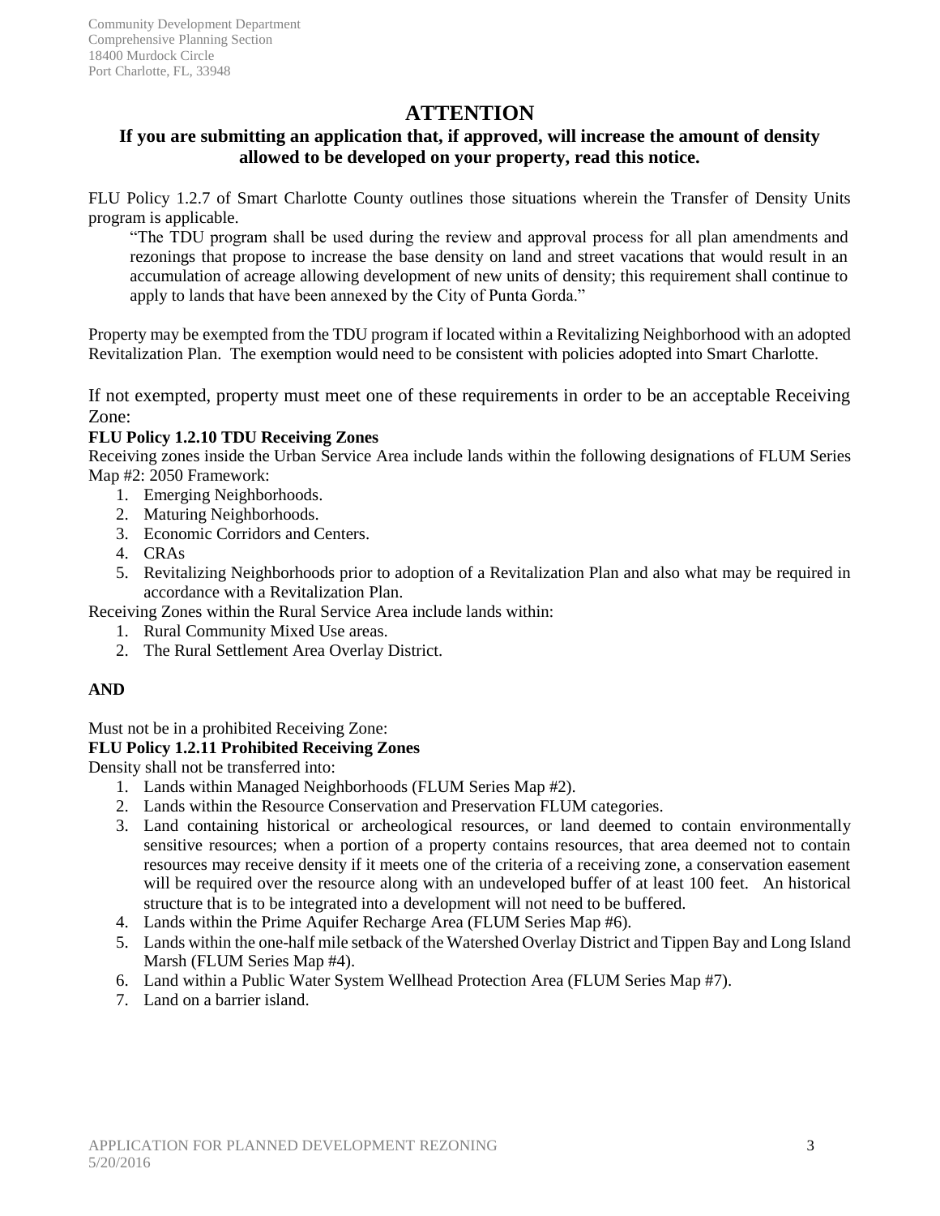Community Development Department
Comprehensive Planning Section
18400 Murdock Circle
Port Charlotte, FL, 33948

# ATTENTION

## If you are submitting an application that, if approved, will increase the amount of density allowed to be developed on your property, read this notice.

FLU Policy 1.2.7 of Smart Charlotte County outlines those situations wherein the Transfer of Density Units program is applicable.

> "The TDU program shall be used during the review and approval process for all plan amendments and rezonings that propose to increase the base density on land and street vacations that would result in an accumulation of acreage allowing development of new units of density; this requirement shall continue to apply to lands that have been annexed by the City of Punta Gorda."

Property may be exempted from the TDU program if located within a Revitalizing Neighborhood with an adopted Revitalization Plan. The exemption would need to be consistent with policies adopted into Smart Charlotte.

If not exempted, property must meet one of these requirements in order to be an acceptable Receiving Zone:

**FLU Policy 1.2.10 TDU Receiving Zones**

Receiving zones inside the Urban Service Area include lands within the following designations of FLUM Series Map #2: 2050 Framework:

1. Emerging Neighborhoods.
2. Maturing Neighborhoods.
3. Economic Corridors and Centers.
4. CRAs
5. Revitalizing Neighborhoods prior to adoption of a Revitalization Plan and also what may be required in accordance with a Revitalization Plan.

Receiving Zones within the Rural Service Area include lands within:

1. Rural Community Mixed Use areas.
2. The Rural Settlement Area Overlay District.

**AND**

Must not be in a prohibited Receiving Zone:

**FLU Policy 1.2.11 Prohibited Receiving Zones**

Density shall not be transferred into:

1. Lands within Managed Neighborhoods (FLUM Series Map #2).
2. Lands within the Resource Conservation and Preservation FLUM categories.
3. Land containing historical or archeological resources, or land deemed to contain environmentally sensitive resources; when a portion of a property contains resources, that area deemed not to contain resources may receive density if it meets one of the criteria of a receiving zone, a conservation easement will be required over the resource along with an undeveloped buffer of at least 100 feet. An historical structure that is to be integrated into a development will not need to be buffered.
4. Lands within the Prime Aquifer Recharge Area (FLUM Series Map #6).
5. Lands within the one-half mile setback of the Watershed Overlay District and Tippen Bay and Long Island Marsh (FLUM Series Map #4).
6. Land within a Public Water System Wellhead Protection Area (FLUM Series Map #7).
7. Land on a barrier island.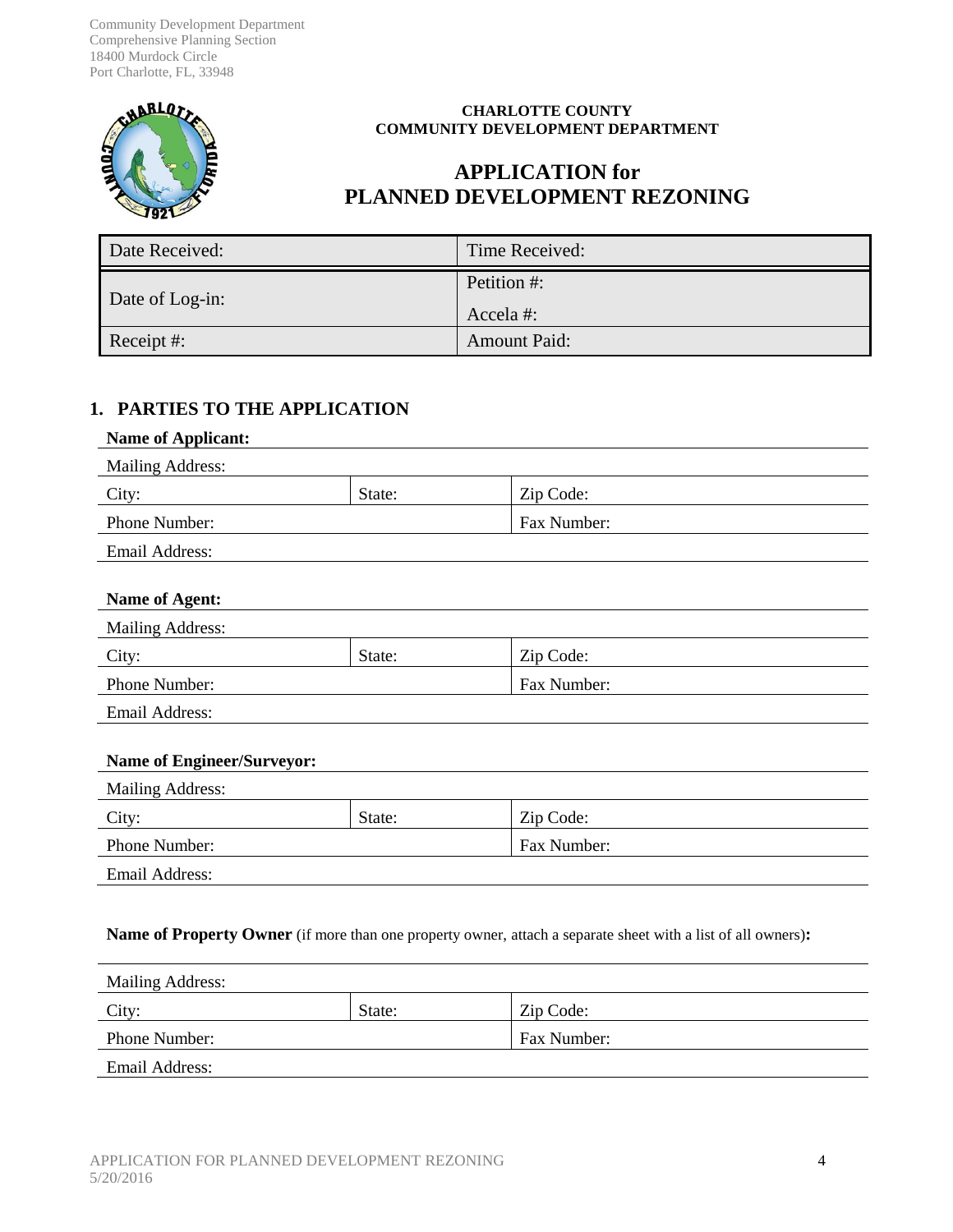Community Development Department
Comprehensive Planning Section
18400 Murdock Circle
Port Charlotte, FL, 33948

**CHARLOTTE COUNTY**
**COMMUNITY DEVELOPMENT DEPARTMENT**

# APPLICATION for PLANNED DEVELOPMENT REZONING

| Date Received: | Time Received: |
|---|---|
| Date of Log-in: | Petition #: <br> Accela #: |
| Receipt #: | Amount Paid: |

## 1. PARTIES TO THE APPLICATION

**Name of Applicant:**

| Mailing Address: | | |
|---|---|---|
| City: | State: | Zip Code: |
| Phone Number: | | Fax Number: |
| Email Address: | | |

**Name of Agent:**

| Mailing Address: | | |
|---|---|---|
| City: | State: | Zip Code: |
| Phone Number: | | Fax Number: |
| Email Address: | | |

**Name of Engineer/Surveyor:**

| Mailing Address: | | |
|---|---|---|
| City: | State: | Zip Code: |
| Phone Number: | | Fax Number: |
| Email Address: | | |

**Name of Property Owner** (if more than one property owner, attach a separate sheet with a list of all owners)**:**

| Mailing Address: | | |
|---|---|---|
| City: | State: | Zip Code: |
| Phone Number: | | Fax Number: |
| Email Address: | | |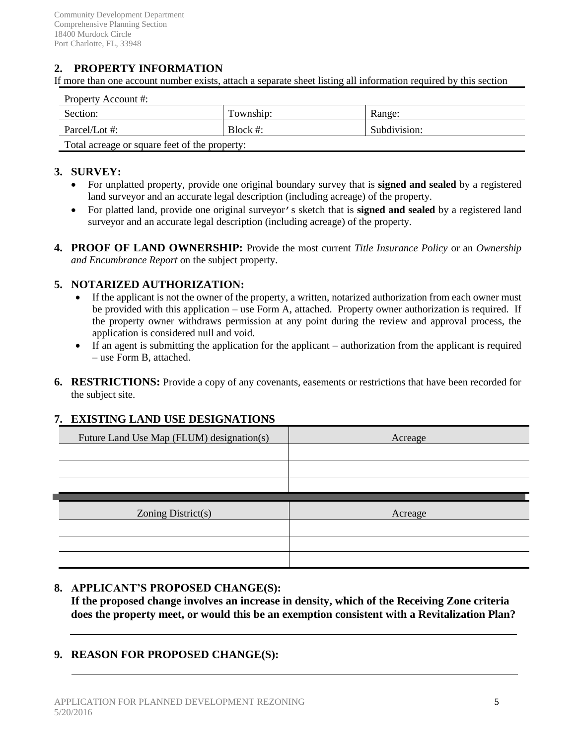Community Development Department
Comprehensive Planning Section
18400 Murdock Circle
Port Charlotte, FL, 33948

## 2. PROPERTY INFORMATION

If more than one account number exists, attach a separate sheet listing all information required by this section

| Property Account #: | | |
|---|---|---|
| Section: | Township: | Range: |
| Parcel/Lot #: | Block #: | Subdivision: |
| Total acreage or square feet of the property: | | |

## 3. SURVEY:

- For unplatted property, provide one original boundary survey that is **signed and sealed** by a registered land surveyor and an accurate legal description (including acreage) of the property.
- For platted land, provide one original surveyor's sketch that is **signed and sealed** by a registered land surveyor and an accurate legal description (including acreage) of the property.

**4. PROOF OF LAND OWNERSHIP:** Provide the most current *Title Insurance Policy* or an *Ownership and Encumbrance Report* on the subject property.

## 5. NOTARIZED AUTHORIZATION:

- If the applicant is not the owner of the property, a written, notarized authorization from each owner must be provided with this application – use Form A, attached. Property owner authorization is required. If the property owner withdraws permission at any point during the review and approval process, the application is considered null and void.
- If an agent is submitting the application for the applicant – authorization from the applicant is required – use Form B, attached.

**6. RESTRICTIONS:** Provide a copy of any covenants, easements or restrictions that have been recorded for the subject site.

## 7. EXISTING LAND USE DESIGNATIONS

| Future Land Use Map (FLUM) designation(s) | Acreage |
|---|---|
| | |
| | |
| | |

| Zoning District(s) | Acreage |
|---|---|
| | |
| | |
| | |

## 8. APPLICANT'S PROPOSED CHANGE(S):

**If the proposed change involves an increase in density, which of the Receiving Zone criteria does the property meet, or would this be an exemption consistent with a Revitalization Plan?**

______________________________________________________________________

## 9. REASON FOR PROPOSED CHANGE(S):

______________________________________________________________________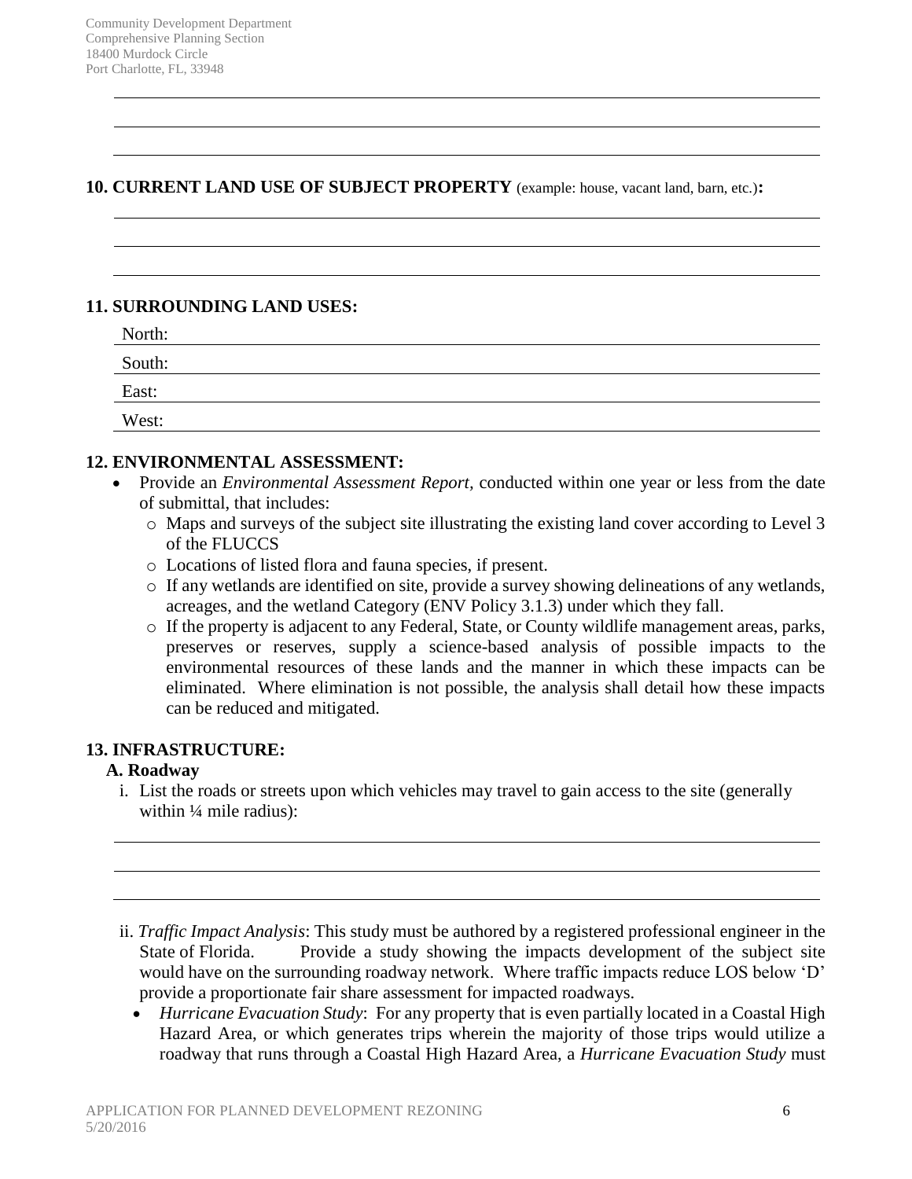## 10. CURRENT LAND USE OF SUBJECT PROPERTY (example: house, vacant land, barn, etc.):

## 11. SURROUNDING LAND USES:

North:

South:

East:

West:

## 12. ENVIRONMENTAL ASSESSMENT:

- Provide an *Environmental Assessment Report*, conducted within one year or less from the date of submittal, that includes:
  - Maps and surveys of the subject site illustrating the existing land cover according to Level 3 of the FLUCCS
  - Locations of listed flora and fauna species, if present.
  - If any wetlands are identified on site, provide a survey showing delineations of any wetlands, acreages, and the wetland Category (ENV Policy 3.1.3) under which they fall.
  - If the property is adjacent to any Federal, State, or County wildlife management areas, parks, preserves or reserves, supply a science-based analysis of possible impacts to the environmental resources of these lands and the manner in which these impacts can be eliminated. Where elimination is not possible, the analysis shall detail how these impacts can be reduced and mitigated.

## 13. INFRASTRUCTURE:

### A. Roadway

i. List the roads or streets upon which vehicles may travel to gain access to the site (generally within ¼ mile radius):

ii. *Traffic Impact Analysis*: This study must be authored by a registered professional engineer in the State of Florida. Provide a study showing the impacts development of the subject site would have on the surrounding roadway network. Where traffic impacts reduce LOS below 'D' provide a proportionate fair share assessment for impacted roadways.

- *Hurricane Evacuation Study*: For any property that is even partially located in a Coastal High Hazard Area, or which generates trips wherein the majority of those trips would utilize a roadway that runs through a Coastal High Hazard Area, a *Hurricane Evacuation Study* must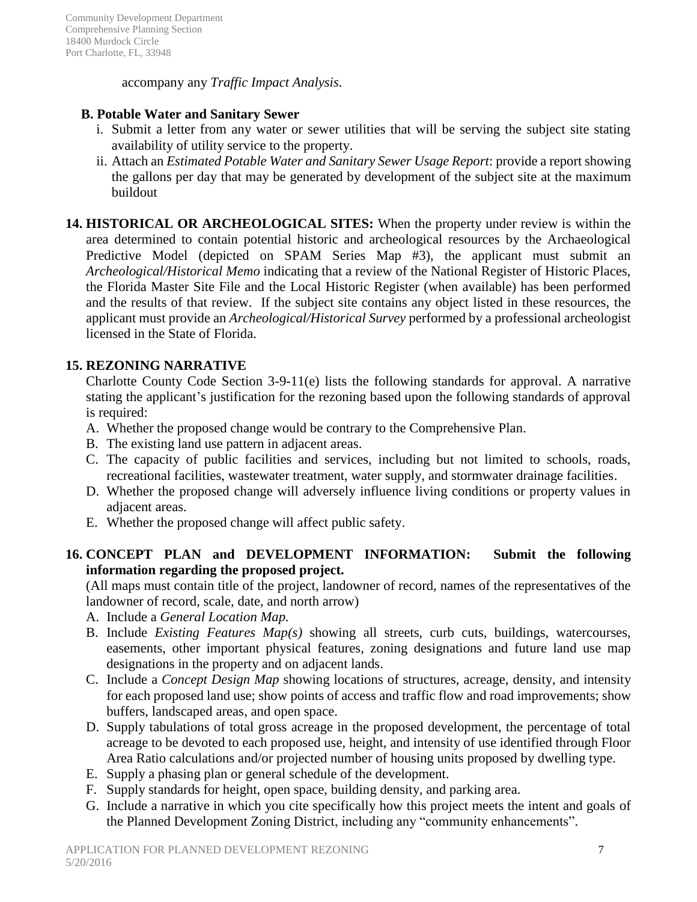accompany any *Traffic Impact Analysis*.

**B. Potable Water and Sanitary Sewer**

i. Submit a letter from any water or sewer utilities that will be serving the subject site stating availability of utility service to the property.

ii. Attach an *Estimated Potable Water and Sanitary Sewer Usage Report*: provide a report showing the gallons per day that may be generated by development of the subject site at the maximum buildout

**14. HISTORICAL OR ARCHEOLOGICAL SITES:** When the property under review is within the area determined to contain potential historic and archeological resources by the Archaeological Predictive Model (depicted on SPAM Series Map #3), the applicant must submit an *Archeological/Historical Memo* indicating that a review of the National Register of Historic Places, the Florida Master Site File and the Local Historic Register (when available) has been performed and the results of that review. If the subject site contains any object listed in these resources, the applicant must provide an *Archeological/Historical Survey* performed by a professional archeologist licensed in the State of Florida.

**15. REZONING NARRATIVE**

Charlotte County Code Section 3-9-11(e) lists the following standards for approval. A narrative stating the applicant's justification for the rezoning based upon the following standards of approval is required:

A. Whether the proposed change would be contrary to the Comprehensive Plan.
B. The existing land use pattern in adjacent areas.
C. The capacity of public facilities and services, including but not limited to schools, roads, recreational facilities, wastewater treatment, water supply, and stormwater drainage facilities.
D. Whether the proposed change will adversely influence living conditions or property values in adjacent areas.
E. Whether the proposed change will affect public safety.

**16. CONCEPT PLAN and DEVELOPMENT INFORMATION: Submit the following information regarding the proposed project.**

(All maps must contain title of the project, landowner of record, names of the representatives of the landowner of record, scale, date, and north arrow)

A. Include a *General Location Map.*
B. Include *Existing Features Map(s)* showing all streets, curb cuts, buildings, watercourses, easements, other important physical features, zoning designations and future land use map designations in the property and on adjacent lands.
C. Include a *Concept Design Map* showing locations of structures, acreage, density, and intensity for each proposed land use; show points of access and traffic flow and road improvements; show buffers, landscaped areas, and open space.
D. Supply tabulations of total gross acreage in the proposed development, the percentage of total acreage to be devoted to each proposed use, height, and intensity of use identified through Floor Area Ratio calculations and/or projected number of housing units proposed by dwelling type.
E. Supply a phasing plan or general schedule of the development.
F. Supply standards for height, open space, building density, and parking area.
G. Include a narrative in which you cite specifically how this project meets the intent and goals of the Planned Development Zoning District, including any "community enhancements".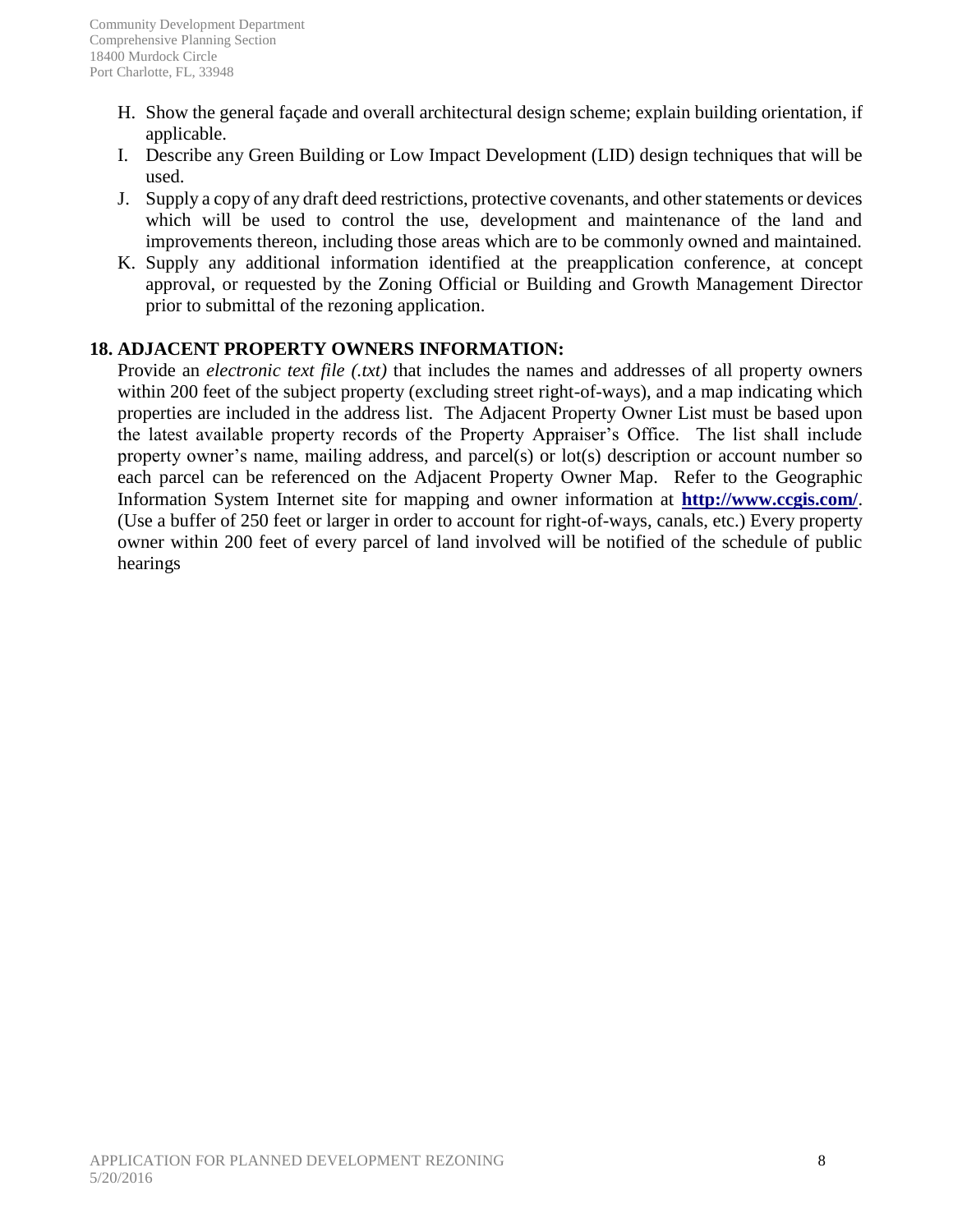H. Show the general façade and overall architectural design scheme; explain building orientation, if applicable.
I. Describe any Green Building or Low Impact Development (LID) design techniques that will be used.
J. Supply a copy of any draft deed restrictions, protective covenants, and other statements or devices which will be used to control the use, development and maintenance of the land and improvements thereon, including those areas which are to be commonly owned and maintained.
K. Supply any additional information identified at the preapplication conference, at concept approval, or requested by the Zoning Official or Building and Growth Management Director prior to submittal of the rezoning application.

**18. ADJACENT PROPERTY OWNERS INFORMATION:**

Provide an *electronic text file (.txt)* that includes the names and addresses of all property owners within 200 feet of the subject property (excluding street right-of-ways), and a map indicating which properties are included in the address list. The Adjacent Property Owner List must be based upon the latest available property records of the Property Appraiser's Office. The list shall include property owner's name, mailing address, and parcel(s) or lot(s) description or account number so each parcel can be referenced on the Adjacent Property Owner Map. Refer to the Geographic Information System Internet site for mapping and owner information at **http://www.ccgis.com/**. (Use a buffer of 250 feet or larger in order to account for right-of-ways, canals, etc.) Every property owner within 200 feet of every parcel of land involved will be notified of the schedule of public hearings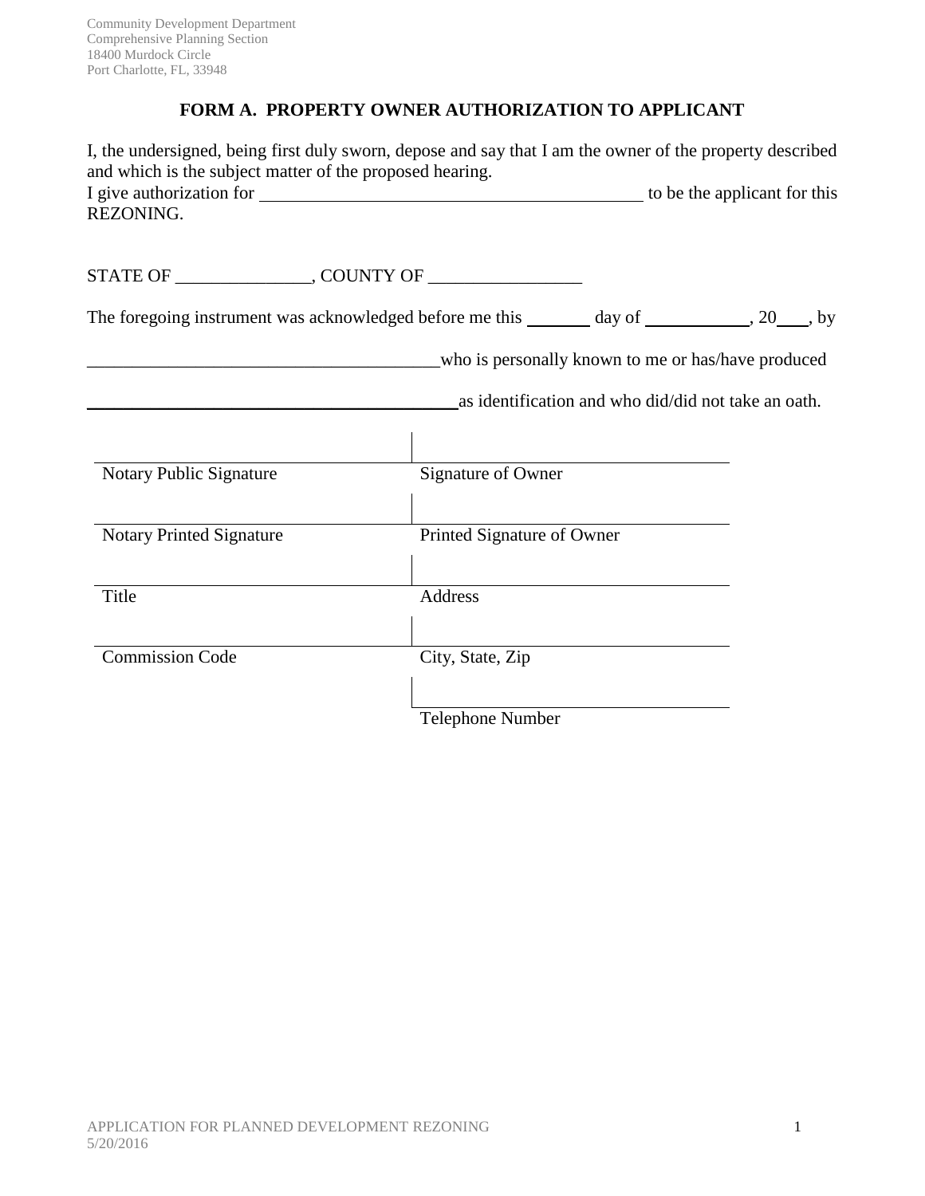Community Development Department
Comprehensive Planning Section
18400 Murdock Circle
Port Charlotte, FL, 33948

## FORM A. PROPERTY OWNER AUTHORIZATION TO APPLICANT

I, the undersigned, being first duly sworn, depose and say that I am the owner of the property described and which is the subject matter of the proposed hearing.
I give authorization for ____________________________________________ to be the applicant for this REZONING.

STATE OF _______________, COUNTY OF _________________

The foregoing instrument was acknowledged before me this _______ day of ___________, 20___, by

_______________________________________who is personally known to me or has/have produced

_________________________________________as identification and who did/did not take an oath.

| | |
|---|---|
| Notary Public Signature | Signature of Owner |
| Notary Printed Signature | Printed Signature of Owner |
| Title | Address |
| Commission Code | City, State, Zip |
| | Telephone Number |

APPLICATION FOR PLANNED DEVELOPMENT REZONING
5/20/2016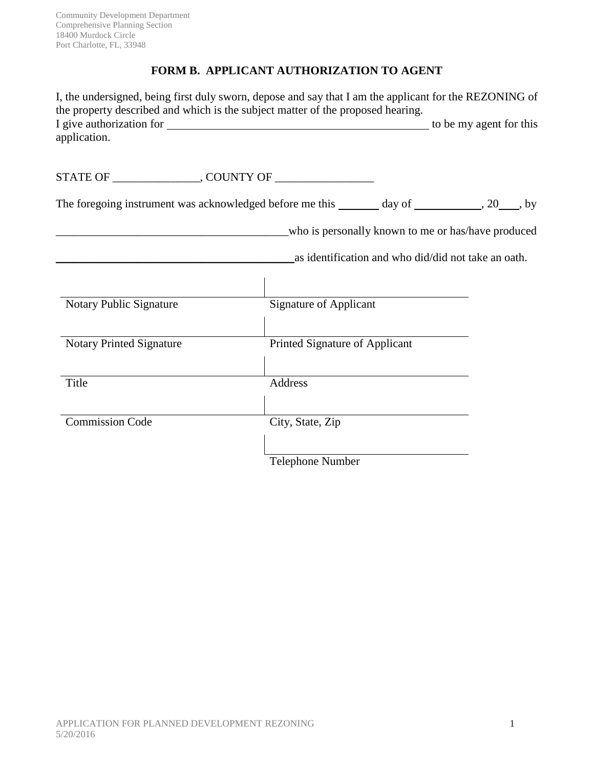Community Development Department
Comprehensive Planning Section
18400 Murdock Circle
Port Charlotte, FL, 33948

## FORM B. APPLICANT AUTHORIZATION TO AGENT

I, the undersigned, being first duly sworn, depose and say that I am the applicant for the REZONING of the property described and which is the subject matter of the proposed hearing.
I give authorization for ______________________________________________ to be my agent for this application.

STATE OF _______________, COUNTY OF _________________

The foregoing instrument was acknowledged before me this _______ day of ___________, 20___, by

________________________________________who is personally known to me or has/have produced

________________________________________as identification and who did/did not take an oath.

| | |
|---|---|
| Notary Public Signature | Signature of Applicant |
| Notary Printed Signature | Printed Signature of Applicant |
| Title | Address |
| Commission Code | City, State, Zip |
| | Telephone Number |

APPLICATION FOR PLANNED DEVELOPMENT REZONING
5/20/2016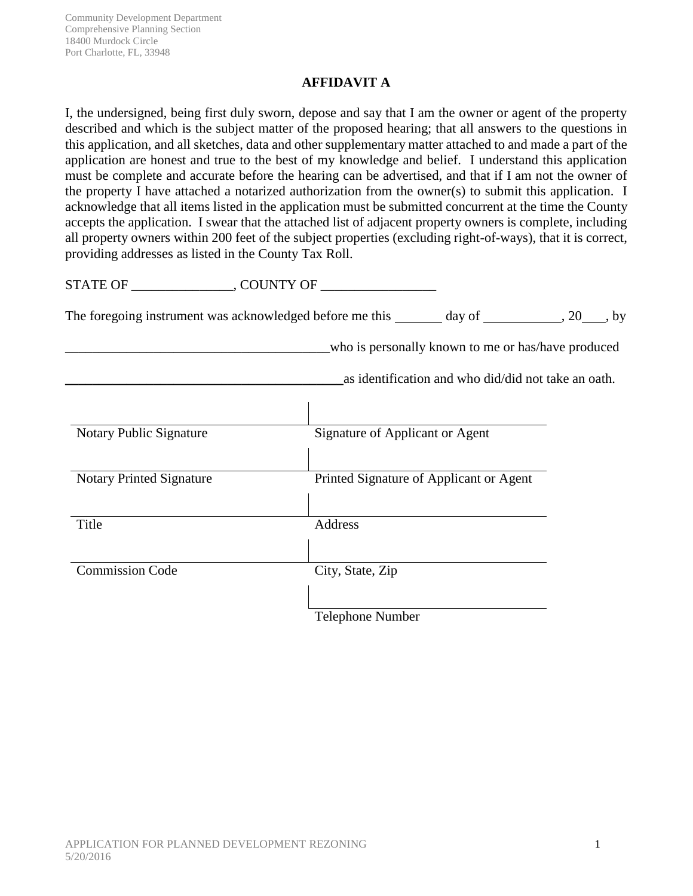Community Development Department
Comprehensive Planning Section
18400 Murdock Circle
Port Charlotte, FL, 33948

# AFFIDAVIT A

I, the undersigned, being first duly sworn, depose and say that I am the owner or agent of the property described and which is the subject matter of the proposed hearing; that all answers to the questions in this application, and all sketches, data and other supplementary matter attached to and made a part of the application are honest and true to the best of my knowledge and belief. I understand this application must be complete and accurate before the hearing can be advertised, and that if I am not the owner of the property I have attached a notarized authorization from the owner(s) to submit this application. I acknowledge that all items listed in the application must be submitted concurrent at the time the County accepts the application. I swear that the attached list of adjacent property owners is complete, including all property owners within 200 feet of the subject properties (excluding right-of-ways), that it is correct, providing addresses as listed in the County Tax Roll.

STATE OF _______________, COUNTY OF _________________

The foregoing instrument was acknowledged before me this _______ day of ___________, 20___, by

_______________________________________who is personally known to me or has/have produced

_______________________________________as identification and who did/did not take an oath.

| | |
|---|---|
| Notary Public Signature | Signature of Applicant or Agent |
| Notary Printed Signature | Printed Signature of Applicant or Agent |
| Title | Address |
| Commission Code | City, State, Zip |
| | Telephone Number |

APPLICATION FOR PLANNED DEVELOPMENT REZONING
5/20/2016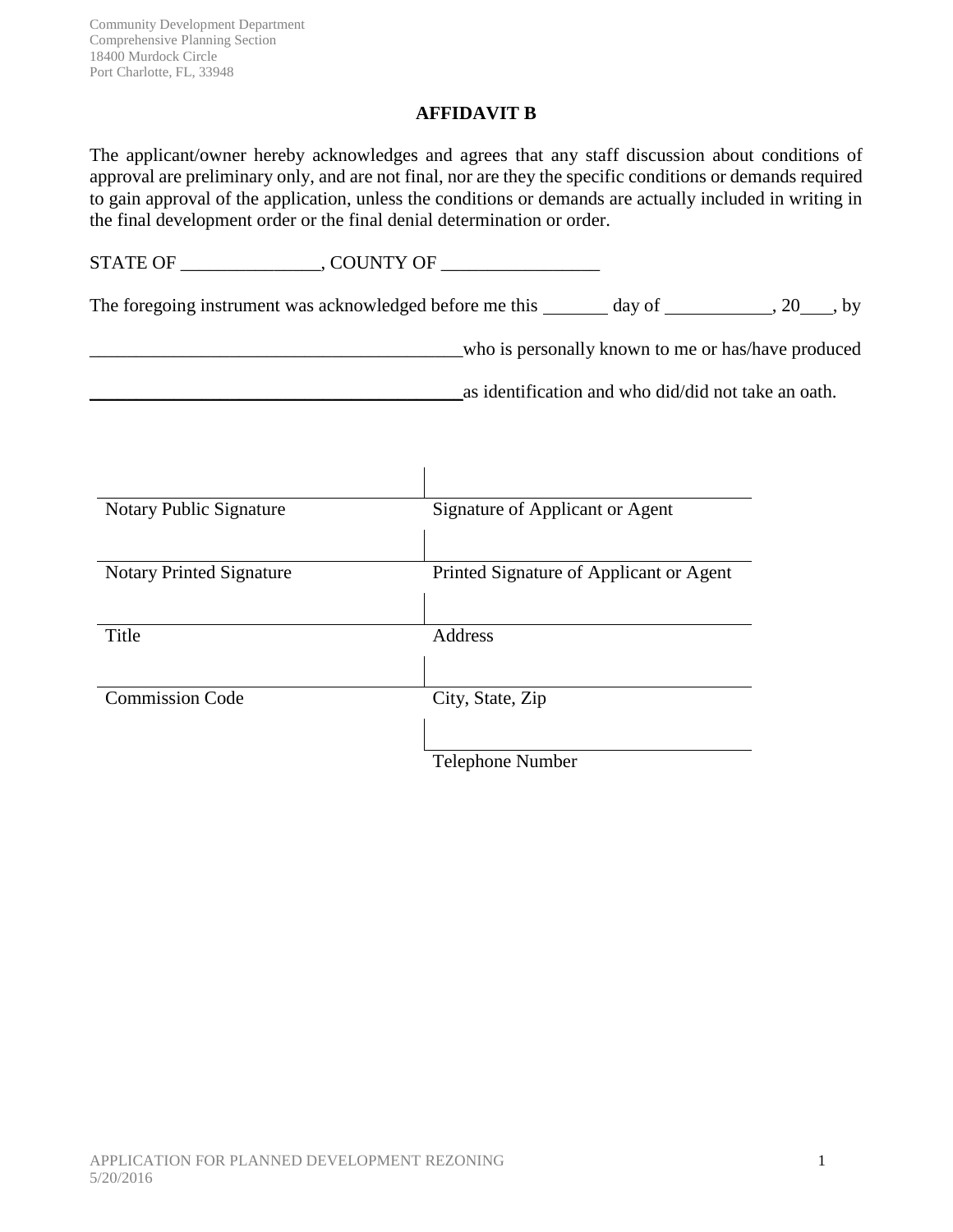Community Development Department
Comprehensive Planning Section
18400 Murdock Circle
Port Charlotte, FL, 33948

# AFFIDAVIT B

The applicant/owner hereby acknowledges and agrees that any staff discussion about conditions of approval are preliminary only, and are not final, nor are they the specific conditions or demands required to gain approval of the application, unless the conditions or demands are actually included in writing in the final development order or the final denial determination or order.

STATE OF _______________, COUNTY OF _________________

The foregoing instrument was acknowledged before me this _______ day of ___________, 20___, by

_________________________________________who is personally known to me or has/have produced

_________________________________________as identification and who did/did not take an oath.

| | |
|---|---|
| Notary Public Signature | Signature of Applicant or Agent |
| Notary Printed Signature | Printed Signature of Applicant or Agent |
| Title | Address |
| Commission Code | City, State, Zip |
| | Telephone Number |

APPLICATION FOR PLANNED DEVELOPMENT REZONING
5/20/2016